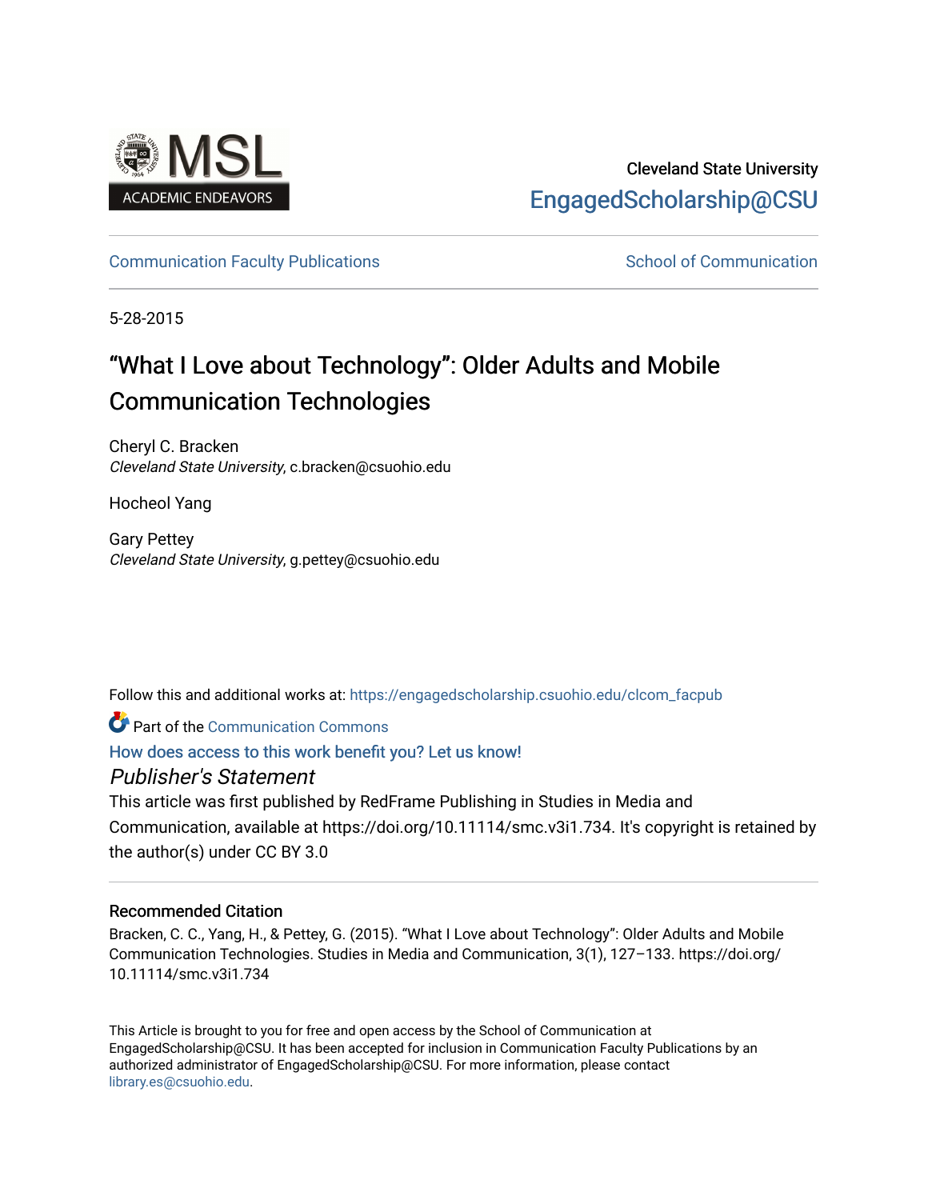Cleveland State University

EngagedScholarship@CSU

Communication Faculty Publications

School of Communication

5-28-2015

# "What I Love about Technology": Older Adults and Mobile Communication Technologies

Cheryl C. Bracken
*Cleveland State University*, c.bracken@csuohio.edu

Hocheol Yang

Gary Pettey
*Cleveland State University*, g.pettey@csuohio.edu

Follow this and additional works at: https://engagedscholarship.csuohio.edu/clcom_facpub

Part of the Communication Commons

How does access to this work benefit you? Let us know!

*Publisher's Statement*

This article was first published by RedFrame Publishing in Studies in Media and Communication, available at https://doi.org/10.11114/smc.v3i1.734. It's copyright is retained by the author(s) under CC BY 3.0

### Recommended Citation

Bracken, C. C., Yang, H., & Pettey, G. (2015). "What I Love about Technology": Older Adults and Mobile Communication Technologies. Studies in Media and Communication, 3(1), 127–133. https://doi.org/10.11114/smc.v3i1.734

This Article is brought to you for free and open access by the School of Communication at EngagedScholarship@CSU. It has been accepted for inclusion in Communication Faculty Publications by an authorized administrator of EngagedScholarship@CSU. For more information, please contact library.es@csuohio.edu.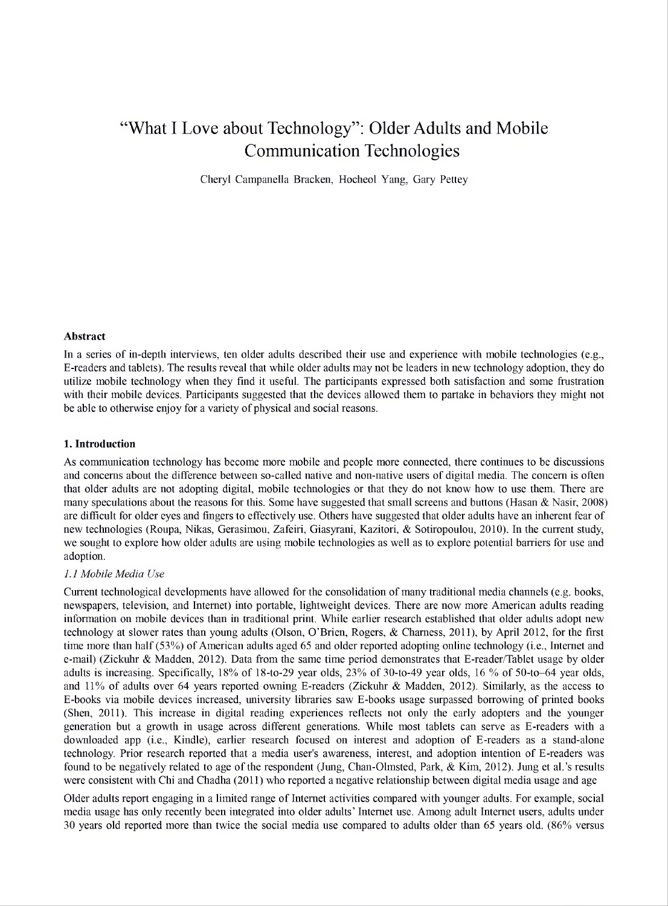# "What I Love about Technology": Older Adults and Mobile Communication Technologies

Cheryl Campanella Bracken, Hocheol Yang, Gary Pettey

**Abstract**

In a series of in-depth interviews, ten older adults described their use and experience with mobile technologies (e.g., E-readers and tablets). The results reveal that while older adults may not be leaders in new technology adoption, they do utilize mobile technology when they find it useful. The participants expressed both satisfaction and some frustration with their mobile devices. Participants suggested that the devices allowed them to partake in behaviors they might not be able to otherwise enjoy for a variety of physical and social reasons.

## 1. Introduction

As communication technology has become more mobile and people more connected, there continues to be discussions and concerns about the difference between so-called native and non-native users of digital media. The concern is often that older adults are not adopting digital, mobile technologies or that they do not know how to use them. There are many speculations about the reasons for this. Some have suggested that small screens and buttons (Hasan & Nasir, 2008) are difficult for older eyes and fingers to effectively use. Others have suggested that older adults have an inherent fear of new technologies (Roupa, Nikas, Gerasimou, Zafeiri, Giasyrani, Kazitori, & Sotiropoulou, 2010). In the current study, we sought to explore how older adults are using mobile technologies as well as to explore potential barriers for use and adoption.

### *1.1 Mobile Media Use*

Current technological developments have allowed for the consolidation of many traditional media channels (e.g. books, newspapers, television, and Internet) into portable, lightweight devices. There are now more American adults reading information on mobile devices than in traditional print. While earlier research established that older adults adopt new technology at slower rates than young adults (Olson, O'Brien, Rogers, & Charness, 2011), by April 2012, for the first time more than half (53%) of American adults aged 65 and older reported adopting online technology (i.e., Internet and e-mail) (Zickuhr & Madden, 2012). Data from the same time period demonstrates that E-reader/Tablet usage by older adults is increasing. Specifically, 18% of 18-to-29 year olds, 23% of 30-to-49 year olds, 16 % of 50-to–64 year olds, and 11% of adults over 64 years reported owning E-readers (Zickuhr & Madden, 2012). Similarly, as the access to E-books via mobile devices increased, university libraries saw E-books usage surpassed borrowing of printed books (Shen, 2011). This increase in digital reading experiences reflects not only the early adopters and the younger generation but a growth in usage across different generations. While most tablets can serve as E-readers with a downloaded app (i.e., Kindle), earlier research focused on interest and adoption of E-readers as a stand-alone technology. Prior research reported that a media user's awareness, interest, and adoption intention of E-readers was found to be negatively related to age of the respondent (Jung, Chan-Olmsted, Park, & Kim, 2012). Jung et al.'s results were consistent with Chi and Chadha (2011) who reported a negative relationship between digital media usage and age

Older adults report engaging in a limited range of Internet activities compared with younger adults. For example, social media usage has only recently been integrated into older adults' Internet use. Among adult Internet users, adults under 30 years old reported more than twice the social media use compared to adults older than 65 years old. (86% versus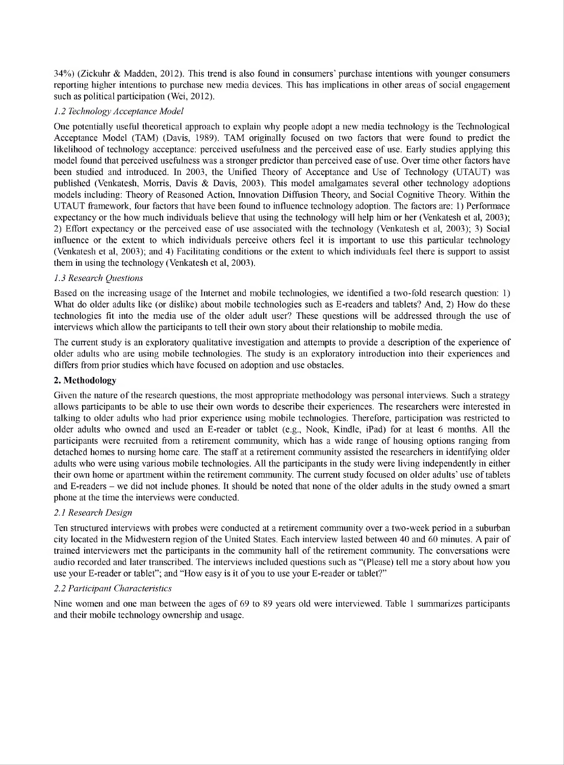34%) (Zickuhr & Madden, 2012). This trend is also found in consumers' purchase intentions with younger consumers reporting higher intentions to purchase new media devices. This has implications in other areas of social engagement such as political participation (Wei, 2012).

### *1.2 Technology Acceptance Model*

One potentially useful theoretical approach to explain why people adopt a new media technology is the Technological Acceptance Model (TAM) (Davis, 1989). TAM originally focused on two factors that were found to predict the likelihood of technology acceptance: perceived usefulness and the perceived ease of use. Early studies applying this model found that perceived usefulness was a stronger predictor than perceived ease of use. Over time other factors have been studied and introduced. In 2003, the Unified Theory of Acceptance and Use of Technology (UTAUT) was published (Venkatesh, Morris, Davis & Davis, 2003). This model amalgamates several other technology adoptions models including: Theory of Reasoned Action, Innovation Diffusion Theory, and Social Cognitive Theory. Within the UTAUT framework, four factors that have been found to influence technology adoption. The factors are: 1) Performace expectancy or the how much individuals believe that using the technology will help him or her (Venkatesh et al, 2003); 2) Effort expectancy or the perceived ease of use associated with the technology (Venkatesh et al, 2003); 3) Social influence or the extent to which individuals perceive others feel it is important to use this particular technology (Venkatesh et al, 2003); and 4) Facilitating conditions or the extent to which individuals feel there is support to assist them in using the technology (Venkatesh et al, 2003).

### *1.3 Research Questions*

Based on the increasing usage of the Internet and mobile technologies, we identified a two-fold research question: 1) What do older adults like (or dislike) about mobile technologies such as E-readers and tablets? And, 2) How do these technologies fit into the media use of the older adult user? These questions will be addressed through the use of interviews which allow the participants to tell their own story about their relationship to mobile media.

The current study is an exploratory qualitative investigation and attempts to provide a description of the experience of older adults who are using mobile technologies. The study is an exploratory introduction into their experiences and differs from prior studies which have focused on adoption and use obstacles.

## 2. Methodology

Given the nature of the research questions, the most appropriate methodology was personal interviews. Such a strategy allows participants to be able to use their own words to describe their experiences. The researchers were interested in talking to older adults who had prior experience using mobile technologies. Therefore, participation was restricted to older adults who owned and used an E-reader or tablet (e.g., Nook, Kindle, iPad) for at least 6 months. All the participants were recruited from a retirement community, which has a wide range of housing options ranging from detached homes to nursing home care. The staff at a retirement community assisted the researchers in identifying older adults who were using various mobile technologies. All the participants in the study were living independently in either their own home or apartment within the retirement community. The current study focused on older adults' use of tablets and E-readers – we did not include phones. It should be noted that none of the older adults in the study owned a smart phone at the time the interviews were conducted.

### *2.1 Research Design*

Ten structured interviews with probes were conducted at a retirement community over a two-week period in a suburban city located in the Midwestern region of the United States. Each interview lasted between 40 and 60 minutes. A pair of trained interviewers met the participants in the community hall of the retirement community. The conversations were audio recorded and later transcribed. The interviews included questions such as "(Please) tell me a story about how you use your E-reader or tablet"; and "How easy is it of you to use your E-reader or tablet?"

### *2.2 Participant Characteristics*

Nine women and one man between the ages of 69 to 89 years old were interviewed. Table 1 summarizes participants and their mobile technology ownership and usage.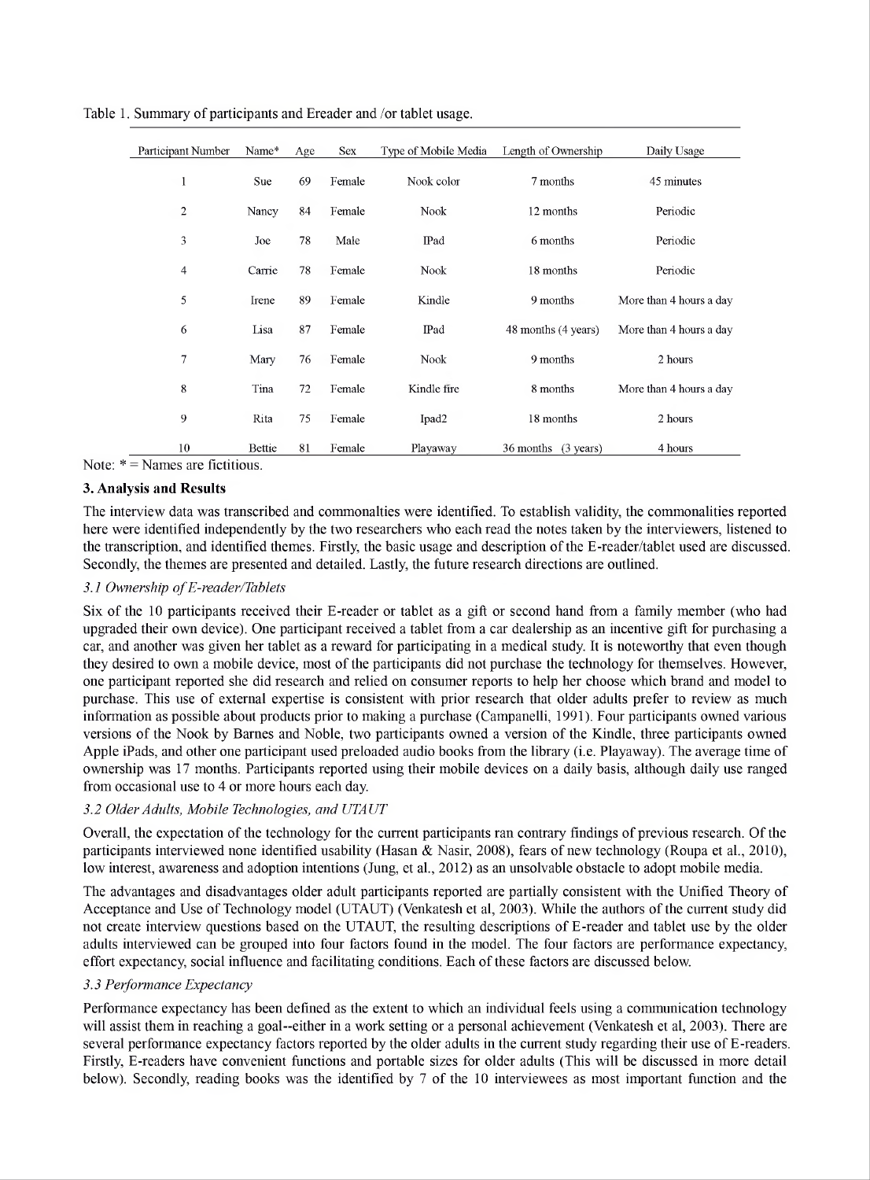Table 1. Summary of participants and Ereader and /or tablet usage.

| Participant Number | Name* | Age | Sex | Type of Mobile Media | Length of Ownership | Daily Usage |
|---|---|---|---|---|---|---|
| 1 | Sue | 69 | Female | Nook color | 7 months | 45 minutes |
| 2 | Nancy | 84 | Female | Nook | 12 months | Periodic |
| 3 | Joe | 78 | Male | IPad | 6 months | Periodic |
| 4 | Carrie | 78 | Female | Nook | 18 months | Periodic |
| 5 | Irene | 89 | Female | Kindle | 9 months | More than 4 hours a day |
| 6 | Lisa | 87 | Female | IPad | 48 months (4 years) | More than 4 hours a day |
| 7 | Mary | 76 | Female | Nook | 9 months | 2 hours |
| 8 | Tina | 72 | Female | Kindle fire | 8 months | More than 4 hours a day |
| 9 | Rita | 75 | Female | Ipad2 | 18 months | 2 hours |
| 10 | Bettie | 81 | Female | Playaway | 36 months (3 years) | 4 hours |

Note: * = Names are fictitious.

## 3. Analysis and Results

The interview data was transcribed and commonalties were identified. To establish validity, the commonalities reported here were identified independently by the two researchers who each read the notes taken by the interviewers, listened to the transcription, and identified themes. Firstly, the basic usage and description of the E-reader/tablet used are discussed. Secondly, the themes are presented and detailed. Lastly, the future research directions are outlined.

### *3.1 Ownership of E-reader/Tablets*

Six of the 10 participants received their E-reader or tablet as a gift or second hand from a family member (who had upgraded their own device). One participant received a tablet from a car dealership as an incentive gift for purchasing a car, and another was given her tablet as a reward for participating in a medical study. It is noteworthy that even though they desired to own a mobile device, most of the participants did not purchase the technology for themselves. However, one participant reported she did research and relied on consumer reports to help her choose which brand and model to purchase. This use of external expertise is consistent with prior research that older adults prefer to review as much information as possible about products prior to making a purchase (Campanelli, 1991). Four participants owned various versions of the Nook by Barnes and Noble, two participants owned a version of the Kindle, three participants owned Apple iPads, and other one participant used preloaded audio books from the library (i.e. Playaway). The average time of ownership was 17 months. Participants reported using their mobile devices on a daily basis, although daily use ranged from occasional use to 4 or more hours each day.

### *3.2 Older Adults, Mobile Technologies, and UTAUT*

Overall, the expectation of the technology for the current participants ran contrary findings of previous research. Of the participants interviewed none identified usability (Hasan & Nasir, 2008), fears of new technology (Roupa et al., 2010), low interest, awareness and adoption intentions (Jung, et al., 2012) as an unsolvable obstacle to adopt mobile media.

The advantages and disadvantages older adult participants reported are partially consistent with the Unified Theory of Acceptance and Use of Technology model (UTAUT) (Venkatesh et al, 2003). While the authors of the current study did not create interview questions based on the UTAUT, the resulting descriptions of E-reader and tablet use by the older adults interviewed can be grouped into four factors found in the model. The four factors are performance expectancy, effort expectancy, social influence and facilitating conditions. Each of these factors are discussed below.

### *3.3 Performance Expectancy*

Performance expectancy has been defined as the extent to which an individual feels using a communication technology will assist them in reaching a goal--either in a work setting or a personal achievement (Venkatesh et al, 2003). There are several performance expectancy factors reported by the older adults in the current study regarding their use of E-readers. Firstly, E-readers have convenient functions and portable sizes for older adults (This will be discussed in more detail below). Secondly, reading books was the identified by 7 of the 10 interviewees as most important function and the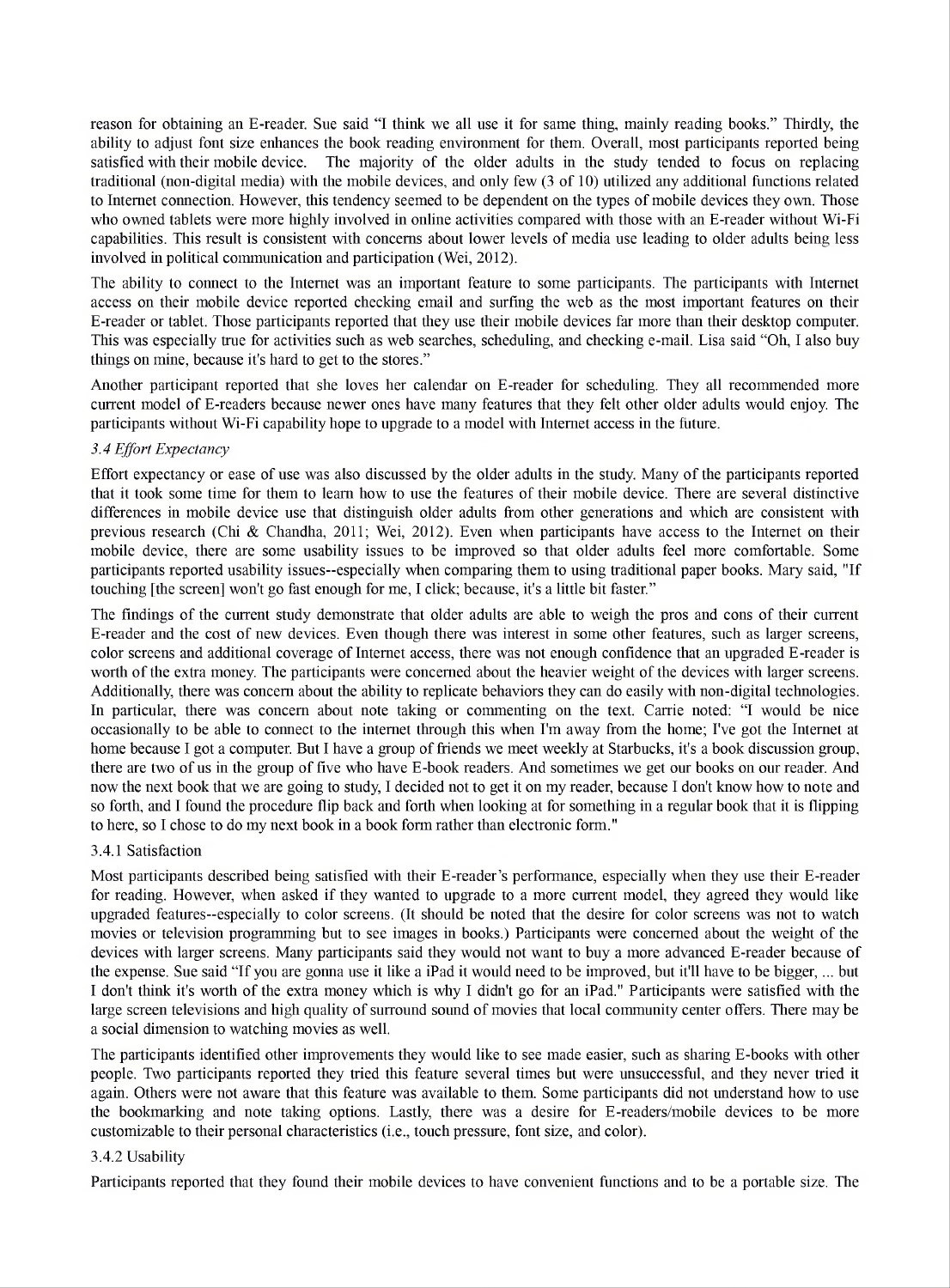reason for obtaining an E-reader. Sue said "I think we all use it for same thing, mainly reading books." Thirdly, the ability to adjust font size enhances the book reading environment for them. Overall, most participants reported being satisfied with their mobile device. The majority of the older adults in the study tended to focus on replacing traditional (non-digital media) with the mobile devices, and only few (3 of 10) utilized any additional functions related to Internet connection. However, this tendency seemed to be dependent on the types of mobile devices they own. Those who owned tablets were more highly involved in online activities compared with those with an E-reader without Wi-Fi capabilities. This result is consistent with concerns about lower levels of media use leading to older adults being less involved in political communication and participation (Wei, 2012).

The ability to connect to the Internet was an important feature to some participants. The participants with Internet access on their mobile device reported checking email and surfing the web as the most important features on their E-reader or tablet. Those participants reported that they use their mobile devices far more than their desktop computer. This was especially true for activities such as web searches, scheduling, and checking e-mail. Lisa said "Oh, I also buy things on mine, because it's hard to get to the stores."

Another participant reported that she loves her calendar on E-reader for scheduling. They all recommended more current model of E-readers because newer ones have many features that they felt other older adults would enjoy. The participants without Wi-Fi capability hope to upgrade to a model with Internet access in the future.

### *3.4 Effort Expectancy*

Effort expectancy or ease of use was also discussed by the older adults in the study. Many of the participants reported that it took some time for them to learn how to use the features of their mobile device. There are several distinctive differences in mobile device use that distinguish older adults from other generations and which are consistent with previous research (Chi & Chandha, 2011; Wei, 2012). Even when participants have access to the Internet on their mobile device, there are some usability issues to be improved so that older adults feel more comfortable. Some participants reported usability issues--especially when comparing them to using traditional paper books. Mary said, "If touching [the screen] won't go fast enough for me, I click; because, it's a little bit faster."

The findings of the current study demonstrate that older adults are able to weigh the pros and cons of their current E-reader and the cost of new devices. Even though there was interest in some other features, such as larger screens, color screens and additional coverage of Internet access, there was not enough confidence that an upgraded E-reader is worth of the extra money. The participants were concerned about the heavier weight of the devices with larger screens. Additionally, there was concern about the ability to replicate behaviors they can do easily with non-digital technologies. In particular, there was concern about note taking or commenting on the text. Carrie noted: "I would be nice occasionally to be able to connect to the internet through this when I'm away from the home; I've got the Internet at home because I got a computer. But I have a group of friends we meet weekly at Starbucks, it's a book discussion group, there are two of us in the group of five who have E-book readers. And sometimes we get our books on our reader. And now the next book that we are going to study, I decided not to get it on my reader, because I don't know how to note and so forth, and I found the procedure flip back and forth when looking at for something in a regular book that it is flipping to here, so I chose to do my next book in a book form rather than electronic form."

#### 3.4.1 Satisfaction

Most participants described being satisfied with their E-reader's performance, especially when they use their E-reader for reading. However, when asked if they wanted to upgrade to a more current model, they agreed they would like upgraded features--especially to color screens. (It should be noted that the desire for color screens was not to watch movies or television programming but to see images in books.) Participants were concerned about the weight of the devices with larger screens. Many participants said they would not want to buy a more advanced E-reader because of the expense. Sue said "If you are gonna use it like a iPad it would need to be improved, but it'll have to be bigger, ... but I don't think it's worth of the extra money which is why I didn't go for an iPad." Participants were satisfied with the large screen televisions and high quality of surround sound of movies that local community center offers. There may be a social dimension to watching movies as well.

The participants identified other improvements they would like to see made easier, such as sharing E-books with other people. Two participants reported they tried this feature several times but were unsuccessful, and they never tried it again. Others were not aware that this feature was available to them. Some participants did not understand how to use the bookmarking and note taking options. Lastly, there was a desire for E-readers/mobile devices to be more customizable to their personal characteristics (i.e., touch pressure, font size, and color).

#### 3.4.2 Usability

Participants reported that they found their mobile devices to have convenient functions and to be a portable size. The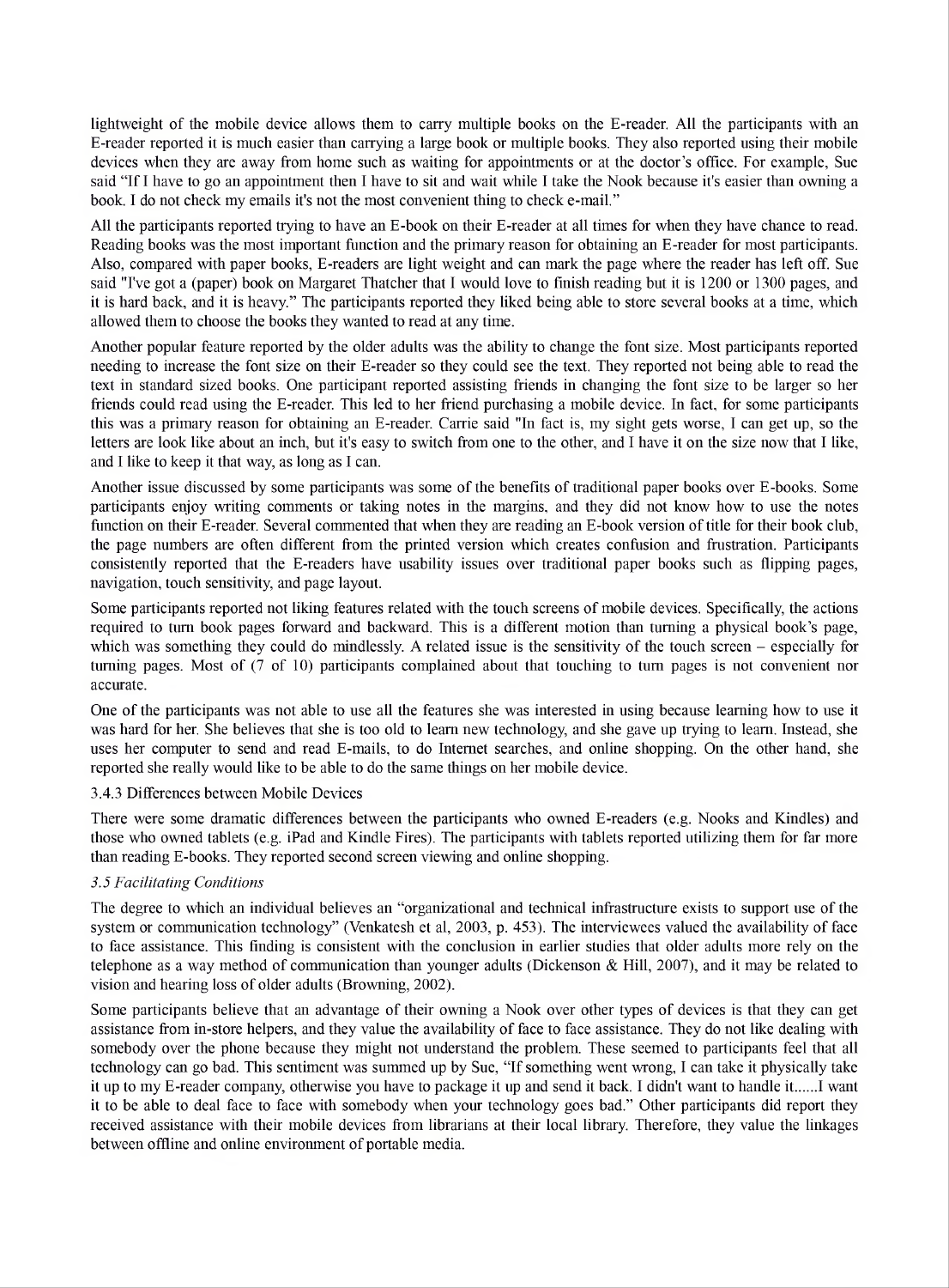lightweight of the mobile device allows them to carry multiple books on the E-reader. All the participants with an E-reader reported it is much easier than carrying a large book or multiple books. They also reported using their mobile devices when they are away from home such as waiting for appointments or at the doctor's office. For example, Sue said "If I have to go an appointment then I have to sit and wait while I take the Nook because it's easier than owning a book. I do not check my emails it's not the most convenient thing to check e-mail."

All the participants reported trying to have an E-book on their E-reader at all times for when they have chance to read. Reading books was the most important function and the primary reason for obtaining an E-reader for most participants. Also, compared with paper books, E-readers are light weight and can mark the page where the reader has left off. Sue said "I've got a (paper) book on Margaret Thatcher that I would love to finish reading but it is 1200 or 1300 pages, and it is hard back, and it is heavy." The participants reported they liked being able to store several books at a time, which allowed them to choose the books they wanted to read at any time.

Another popular feature reported by the older adults was the ability to change the font size. Most participants reported needing to increase the font size on their E-reader so they could see the text. They reported not being able to read the text in standard sized books. One participant reported assisting friends in changing the font size to be larger so her friends could read using the E-reader. This led to her friend purchasing a mobile device. In fact, for some participants this was a primary reason for obtaining an E-reader. Carrie said "In fact is, my sight gets worse, I can get up, so the letters are look like about an inch, but it's easy to switch from one to the other, and I have it on the size now that I like, and I like to keep it that way, as long as I can.

Another issue discussed by some participants was some of the benefits of traditional paper books over E-books. Some participants enjoy writing comments or taking notes in the margins, and they did not know how to use the notes function on their E-reader. Several commented that when they are reading an E-book version of title for their book club, the page numbers are often different from the printed version which creates confusion and frustration. Participants consistently reported that the E-readers have usability issues over traditional paper books such as flipping pages, navigation, touch sensitivity, and page layout.

Some participants reported not liking features related with the touch screens of mobile devices. Specifically, the actions required to turn book pages forward and backward. This is a different motion than turning a physical book's page, which was something they could do mindlessly. A related issue is the sensitivity of the touch screen – especially for turning pages. Most of (7 of 10) participants complained about that touching to turn pages is not convenient nor accurate.

One of the participants was not able to use all the features she was interested in using because learning how to use it was hard for her. She believes that she is too old to learn new technology, and she gave up trying to learn. Instead, she uses her computer to send and read E-mails, to do Internet searches, and online shopping. On the other hand, she reported she really would like to be able to do the same things on her mobile device.

3.4.3 Differences between Mobile Devices

There were some dramatic differences between the participants who owned E-readers (e.g. Nooks and Kindles) and those who owned tablets (e.g. iPad and Kindle Fires). The participants with tablets reported utilizing them for far more than reading E-books. They reported second screen viewing and online shopping.

*3.5 Facilitating Conditions*

The degree to which an individual believes an "organizational and technical infrastructure exists to support use of the system or communication technology" (Venkatesh et al, 2003, p. 453). The interviewees valued the availability of face to face assistance. This finding is consistent with the conclusion in earlier studies that older adults more rely on the telephone as a way method of communication than younger adults (Dickenson & Hill, 2007), and it may be related to vision and hearing loss of older adults (Browning, 2002).

Some participants believe that an advantage of their owning a Nook over other types of devices is that they can get assistance from in-store helpers, and they value the availability of face to face assistance. They do not like dealing with somebody over the phone because they might not understand the problem. These seemed to participants feel that all technology can go bad. This sentiment was summed up by Sue, "If something went wrong, I can take it physically take it up to my E-reader company, otherwise you have to package it up and send it back. I didn't want to handle it......I want it to be able to deal face to face with somebody when your technology goes bad." Other participants did report they received assistance with their mobile devices from librarians at their local library. Therefore, they value the linkages between offline and online environment of portable media.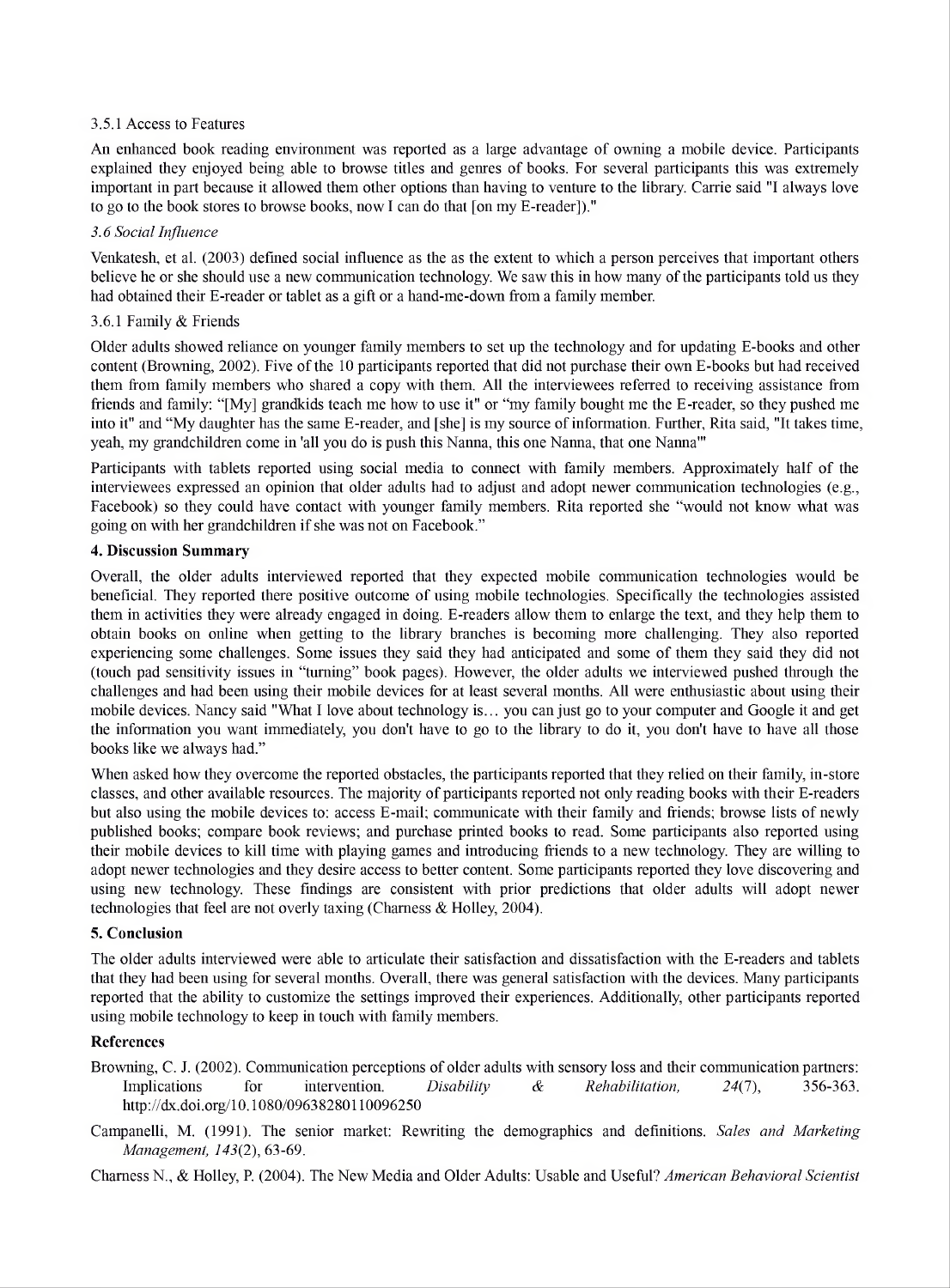#### 3.5.1 Access to Features

An enhanced book reading environment was reported as a large advantage of owning a mobile device. Participants explained they enjoyed being able to browse titles and genres of books. For several participants this was extremely important in part because it allowed them other options than having to venture to the library. Carrie said "I always love to go to the book stores to browse books, now I can do that [on my E-reader])."

### *3.6 Social Influence*

Venkatesh, et al. (2003) defined social influence as the as the extent to which a person perceives that important others believe he or she should use a new communication technology. We saw this in how many of the participants told us they had obtained their E-reader or tablet as a gift or a hand-me-down from a family member.

#### 3.6.1 Family & Friends

Older adults showed reliance on younger family members to set up the technology and for updating E-books and other content (Browning, 2002). Five of the 10 participants reported that did not purchase their own E-books but had received them from family members who shared a copy with them. All the interviewees referred to receiving assistance from friends and family: "[My] grandkids teach me how to use it" or "my family bought me the E-reader, so they pushed me into it" and "My daughter has the same E-reader, and [she] is my source of information. Further, Rita said, "It takes time, yeah, my grandchildren come in 'all you do is push this Nanna, this one Nanna, that one Nanna'"

Participants with tablets reported using social media to connect with family members. Approximately half of the interviewees expressed an opinion that older adults had to adjust and adopt newer communication technologies (e.g., Facebook) so they could have contact with younger family members. Rita reported she "would not know what was going on with her grandchildren if she was not on Facebook."

## 4. Discussion Summary

Overall, the older adults interviewed reported that they expected mobile communication technologies would be beneficial. They reported there positive outcome of using mobile technologies. Specifically the technologies assisted them in activities they were already engaged in doing. E-readers allow them to enlarge the text, and they help them to obtain books on online when getting to the library branches is becoming more challenging. They also reported experiencing some challenges. Some issues they said they had anticipated and some of them they said they did not (touch pad sensitivity issues in "turning" book pages). However, the older adults we interviewed pushed through the challenges and had been using their mobile devices for at least several months. All were enthusiastic about using their mobile devices. Nancy said "What I love about technology is… you can just go to your computer and Google it and get the information you want immediately, you don't have to go to the library to do it, you don't have to have all those books like we always had."

When asked how they overcome the reported obstacles, the participants reported that they relied on their family, in-store classes, and other available resources. The majority of participants reported not only reading books with their E-readers but also using the mobile devices to: access E-mail; communicate with their family and friends; browse lists of newly published books; compare book reviews; and purchase printed books to read. Some participants also reported using their mobile devices to kill time with playing games and introducing friends to a new technology. They are willing to adopt newer technologies and they desire access to better content. Some participants reported they love discovering and using new technology. These findings are consistent with prior predictions that older adults will adopt newer technologies that feel are not overly taxing (Charness & Holley, 2004).

## 5. Conclusion

The older adults interviewed were able to articulate their satisfaction and dissatisfaction with the E-readers and tablets that they had been using for several months. Overall, there was general satisfaction with the devices. Many participants reported that the ability to customize the settings improved their experiences. Additionally, other participants reported using mobile technology to keep in touch with family members.

## References

Browning, C. J. (2002). Communication perceptions of older adults with sensory loss and their communication partners: Implications for intervention. *Disability & Rehabilitation, 24*(7), 356-363. http://dx.doi.org/10.1080/09638280110096250

Campanelli, M. (1991). The senior market: Rewriting the demographics and definitions. *Sales and Marketing Management, 143*(2), 63-69.

Charness N., & Holley, P. (2004). The New Media and Older Adults: Usable and Useful? *American Behavioral Scientist*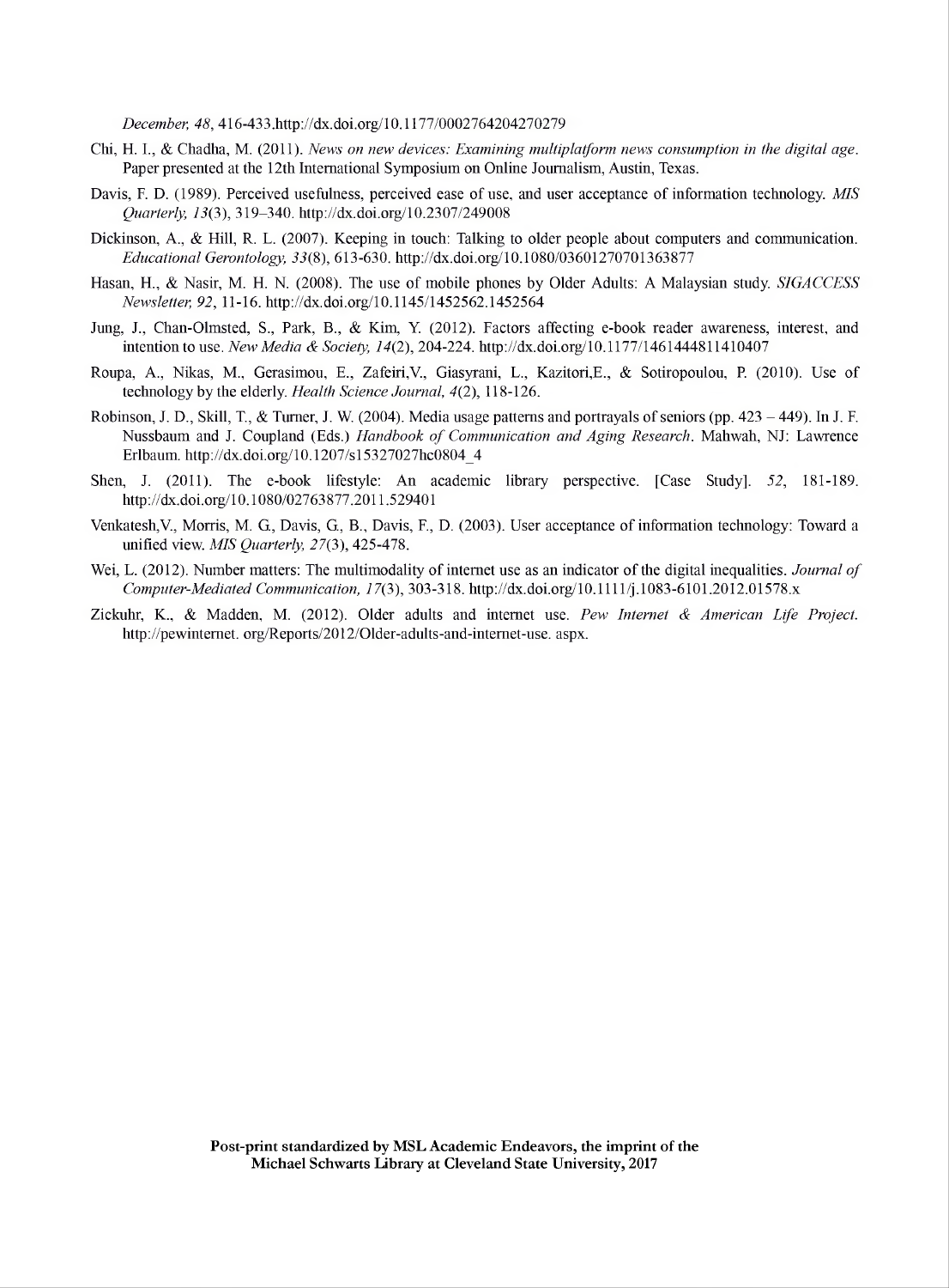*December, 48*, 416-433.http://dx.doi.org/10.1177/0002764204270279

Chi, H. I., & Chadha, M. (2011). *News on new devices: Examining multiplatform news consumption in the digital age*. Paper presented at the 12th International Symposium on Online Journalism, Austin, Texas.

Davis, F. D. (1989). Perceived usefulness, perceived ease of use, and user acceptance of information technology. *MIS Quarterly, 13*(3), 319–340. http://dx.doi.org/10.2307/249008

Dickinson, A., & Hill, R. L. (2007). Keeping in touch: Talking to older people about computers and communication. *Educational Gerontology, 33*(8), 613-630. http://dx.doi.org/10.1080/03601270701363877

Hasan, H., & Nasir, M. H. N. (2008). The use of mobile phones by Older Adults: A Malaysian study. *SIGACCESS Newsletter, 92*, 11-16. http://dx.doi.org/10.1145/1452562.1452564

Jung, J., Chan-Olmsted, S., Park, B., & Kim, Y. (2012). Factors affecting e-book reader awareness, interest, and intention to use. *New Media & Society, 14*(2), 204-224. http://dx.doi.org/10.1177/1461444811410407

Roupa, A., Nikas, M., Gerasimou, E., Zafeiri,V., Giasyrani, L., Kazitori,E., & Sotiropoulou, P. (2010). Use of technology by the elderly. *Health Science Journal, 4*(2), 118-126.

Robinson, J. D., Skill, T., & Turner, J. W. (2004). Media usage patterns and portrayals of seniors (pp. 423 – 449). In J. F. Nussbaum and J. Coupland (Eds.) *Handbook of Communication and Aging Research*. Mahwah, NJ: Lawrence Erlbaum. http://dx.doi.org/10.1207/s15327027hc0804_4

Shen, J. (2011). The e-book lifestyle: An academic library perspective. [Case Study]. *52*, 181-189. http://dx.doi.org/10.1080/02763877.2011.529401

Venkatesh,V., Morris, M. G., Davis, G., B., Davis, F., D. (2003). User acceptance of information technology: Toward a unified view. *MIS Quarterly, 27*(3), 425-478.

Wei, L. (2012). Number matters: The multimodality of internet use as an indicator of the digital inequalities. *Journal of Computer-Mediated Communication, 17*(3), 303-318. http://dx.doi.org/10.1111/j.1083-6101.2012.01578.x

Zickuhr, K., & Madden, M. (2012). Older adults and internet use. *Pew Internet & American Life Project.* http://pewinternet. org/Reports/2012/Older-adults-and-internet-use. aspx.

**Post-print standardized by MSL Academic Endeavors, the imprint of the Michael Schwarts Library at Cleveland State University, 2017**